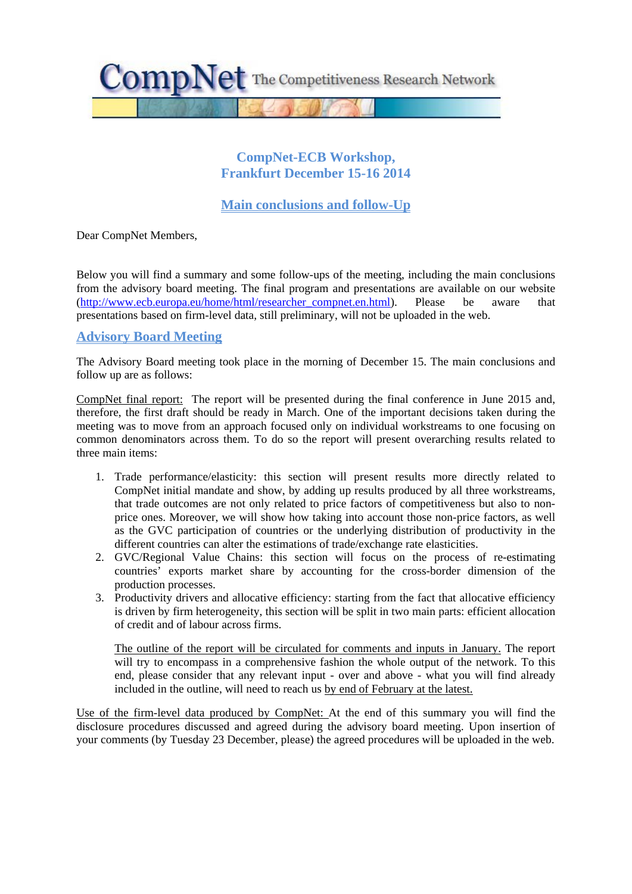CompNet The Competitiveness Research Network

# CompNet-ECB Workshop, Frankfurt December 15-16 2014

## Main conclusions and follow-Up

Dear CompNet Members,

Below you will find a summary and some follow-ups of the meeting, including the main conclusions from the advisory board meeting. The final program and presentations are available on our website (http://www.ecb.europa.eu/home/html/researcher_compnet.en.html). Please be aware that presentations based on firm-level data, still preliminary, will not be uploaded in the web.

## Advisory Board Meeting

The Advisory Board meeting took place in the morning of December 15. The main conclusions and follow up are as follows:

CompNet final report: The report will be presented during the final conference in June 2015 and, therefore, the first draft should be ready in March. One of the important decisions taken during the meeting was to move from an approach focused only on individual workstreams to one focusing on common denominators across them. To do so the report will present overarching results related to three main items:

1. Trade performance/elasticity: this section will present results more directly related to CompNet initial mandate and show, by adding up results produced by all three workstreams, that trade outcomes are not only related to price factors of competitiveness but also to non-price ones. Moreover, we will show how taking into account those non-price factors, as well as the GVC participation of countries or the underlying distribution of productivity in the different countries can alter the estimations of trade/exchange rate elasticities.
2. GVC/Regional Value Chains: this section will focus on the process of re-estimating countries' exports market share by accounting for the cross-border dimension of the production processes.
3. Productivity drivers and allocative efficiency: starting from the fact that allocative efficiency is driven by firm heterogeneity, this section will be split in two main parts: efficient allocation of credit and of labour across firms.

   The outline of the report will be circulated for comments and inputs in January. The report will try to encompass in a comprehensive fashion the whole output of the network. To this end, please consider that any relevant input - over and above - what you will find already included in the outline, will need to reach us by end of February at the latest.

Use of the firm-level data produced by CompNet: At the end of this summary you will find the disclosure procedures discussed and agreed during the advisory board meeting. Upon insertion of your comments (by Tuesday 23 December, please) the agreed procedures will be uploaded in the web.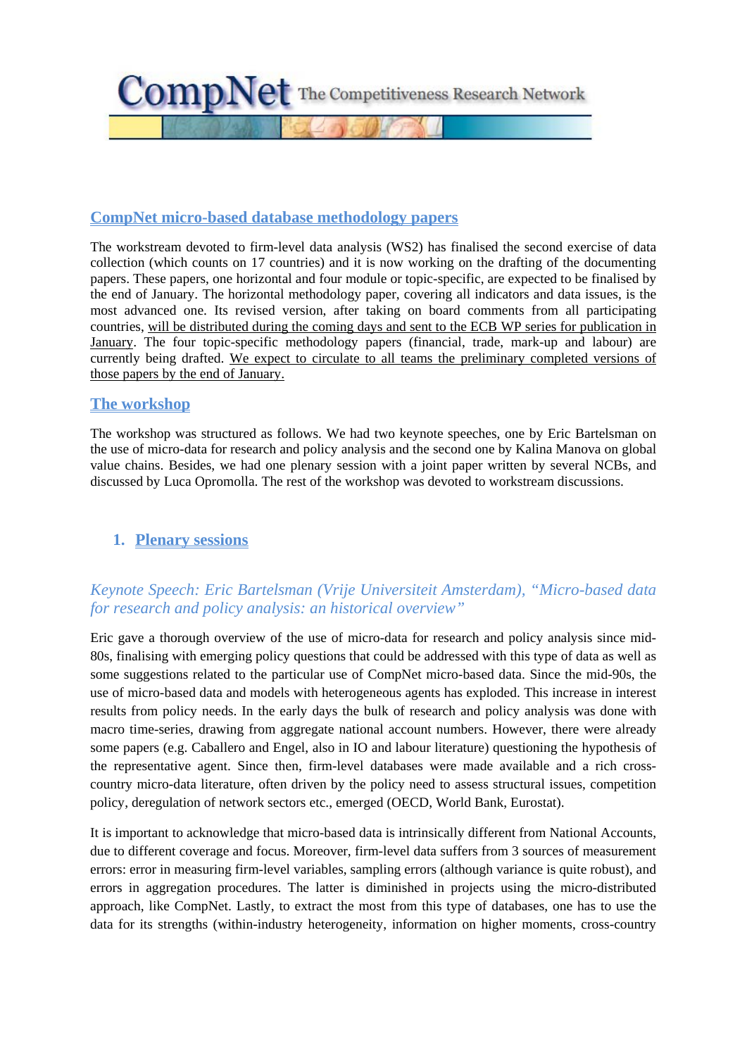## CompNet micro-based database methodology papers

The workstream devoted to firm-level data analysis (WS2) has finalised the second exercise of data collection (which counts on 17 countries) and it is now working on the drafting of the documenting papers. These papers, one horizontal and four module or topic-specific, are expected to be finalised by the end of January. The horizontal methodology paper, covering all indicators and data issues, is the most advanced one. Its revised version, after taking on board comments from all participating countries, will be distributed during the coming days and sent to the ECB WP series for publication in January. The four topic-specific methodology papers (financial, trade, mark-up and labour) are currently being drafted. We expect to circulate to all teams the preliminary completed versions of those papers by the end of January.

## The workshop

The workshop was structured as follows. We had two keynote speeches, one by Eric Bartelsman on the use of micro-data for research and policy analysis and the second one by Kalina Manova on global value chains. Besides, we had one plenary session with a joint paper written by several NCBs, and discussed by Luca Opromolla. The rest of the workshop was devoted to workstream discussions.

### 1. Plenary sessions

#### *Keynote Speech: Eric Bartelsman (Vrije Universiteit Amsterdam), "Micro-based data for research and policy analysis: an historical overview"*

Eric gave a thorough overview of the use of micro-data for research and policy analysis since mid-80s, finalising with emerging policy questions that could be addressed with this type of data as well as some suggestions related to the particular use of CompNet micro-based data. Since the mid-90s, the use of micro-based data and models with heterogeneous agents has exploded. This increase in interest results from policy needs. In the early days the bulk of research and policy analysis was done with macro time-series, drawing from aggregate national account numbers. However, there were already some papers (e.g. Caballero and Engel, also in IO and labour literature) questioning the hypothesis of the representative agent. Since then, firm-level databases were made available and a rich cross-country micro-data literature, often driven by the policy need to assess structural issues, competition policy, deregulation of network sectors etc., emerged (OECD, World Bank, Eurostat).

It is important to acknowledge that micro-based data is intrinsically different from National Accounts, due to different coverage and focus. Moreover, firm-level data suffers from 3 sources of measurement errors: error in measuring firm-level variables, sampling errors (although variance is quite robust), and errors in aggregation procedures. The latter is diminished in projects using the micro-distributed approach, like CompNet. Lastly, to extract the most from this type of databases, one has to use the data for its strengths (within-industry heterogeneity, information on higher moments, cross-country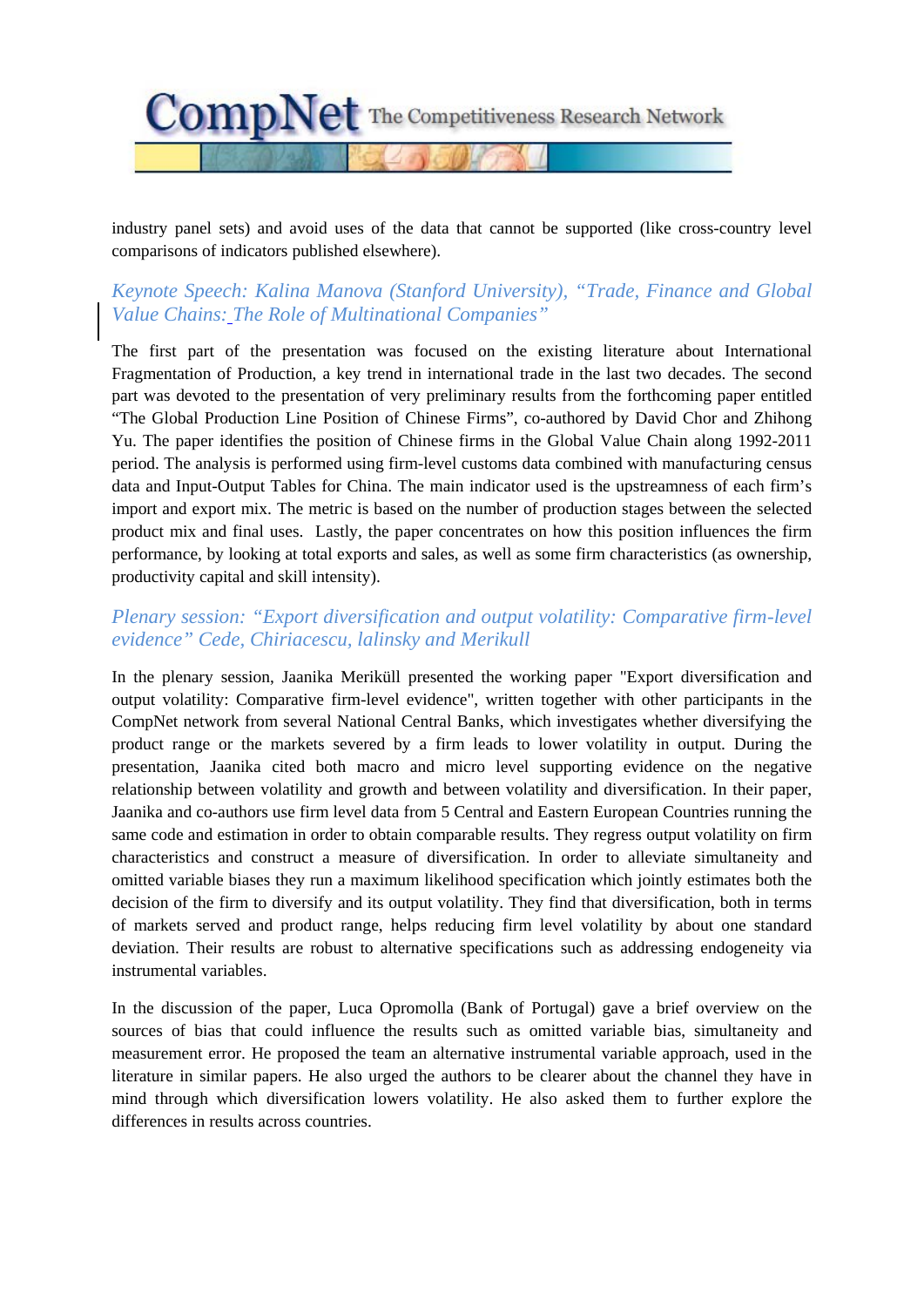industry panel sets) and avoid uses of the data that cannot be supported (like cross-country level comparisons of indicators published elsewhere).

### *Keynote Speech: Kalina Manova (Stanford University), "Trade, Finance and Global Value Chains: The Role of Multinational Companies"*

The first part of the presentation was focused on the existing literature about International Fragmentation of Production, a key trend in international trade in the last two decades. The second part was devoted to the presentation of very preliminary results from the forthcoming paper entitled "The Global Production Line Position of Chinese Firms", co-authored by David Chor and Zhihong Yu. The paper identifies the position of Chinese firms in the Global Value Chain along 1992-2011 period. The analysis is performed using firm-level customs data combined with manufacturing census data and Input-Output Tables for China. The main indicator used is the upstreamness of each firm's import and export mix. The metric is based on the number of production stages between the selected product mix and final uses. Lastly, the paper concentrates on how this position influences the firm performance, by looking at total exports and sales, as well as some firm characteristics (as ownership, productivity capital and skill intensity).

### *Plenary session: "Export diversification and output volatility: Comparative firm-level evidence" Cede, Chiriacescu, lalinsky and Merikull*

In the plenary session, Jaanika Meriküll presented the working paper "Export diversification and output volatility: Comparative firm-level evidence", written together with other participants in the CompNet network from several National Central Banks, which investigates whether diversifying the product range or the markets severed by a firm leads to lower volatility in output. During the presentation, Jaanika cited both macro and micro level supporting evidence on the negative relationship between volatility and growth and between volatility and diversification. In their paper, Jaanika and co-authors use firm level data from 5 Central and Eastern European Countries running the same code and estimation in order to obtain comparable results. They regress output volatility on firm characteristics and construct a measure of diversification. In order to alleviate simultaneity and omitted variable biases they run a maximum likelihood specification which jointly estimates both the decision of the firm to diversify and its output volatility. They find that diversification, both in terms of markets served and product range, helps reducing firm level volatility by about one standard deviation. Their results are robust to alternative specifications such as addressing endogeneity via instrumental variables.

In the discussion of the paper, Luca Opromolla (Bank of Portugal) gave a brief overview on the sources of bias that could influence the results such as omitted variable bias, simultaneity and measurement error. He proposed the team an alternative instrumental variable approach, used in the literature in similar papers. He also urged the authors to be clearer about the channel they have in mind through which diversification lowers volatility. He also asked them to further explore the differences in results across countries.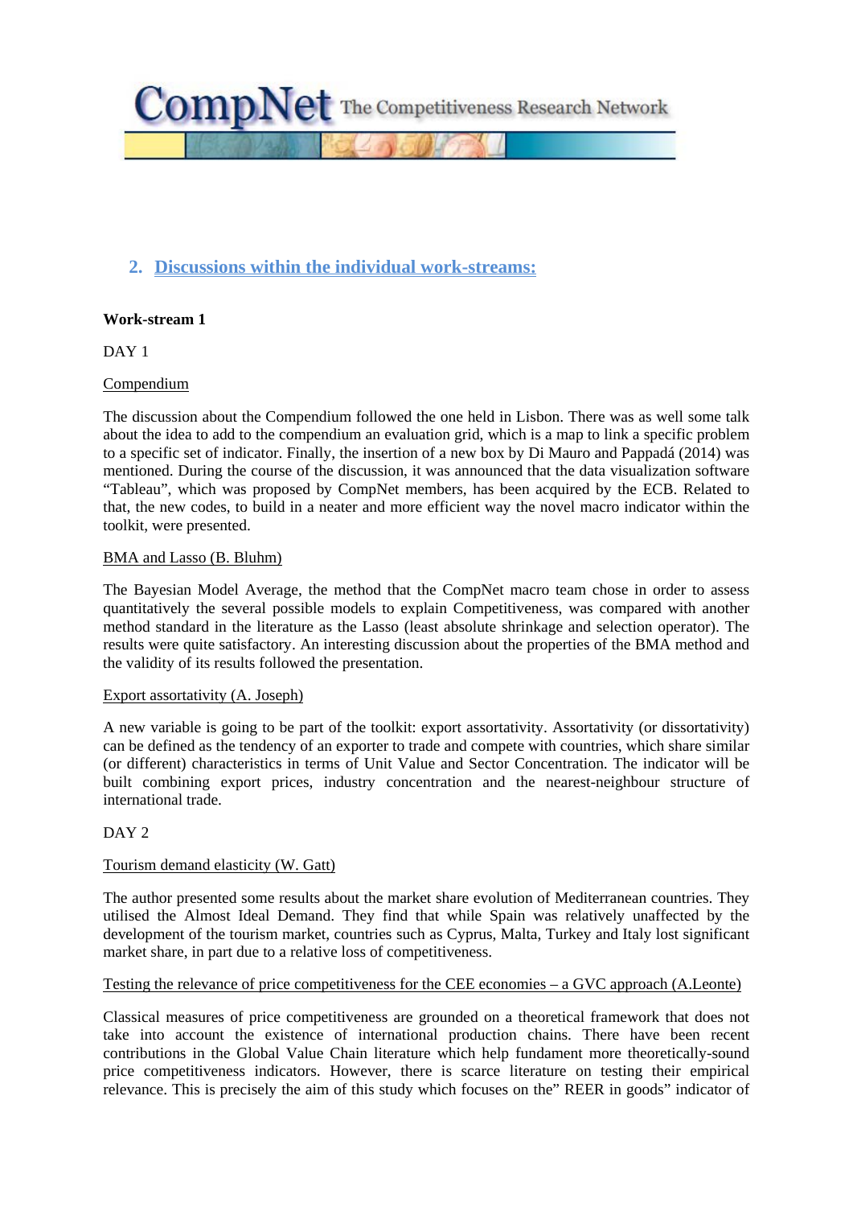## 2. Discussions within the individual work-streams:

**Work-stream 1**

DAY 1

Compendium

The discussion about the Compendium followed the one held in Lisbon. There was as well some talk about the idea to add to the compendium an evaluation grid, which is a map to link a specific problem to a specific set of indicator. Finally, the insertion of a new box by Di Mauro and Pappadá (2014) was mentioned. During the course of the discussion, it was announced that the data visualization software “Tableau”, which was proposed by CompNet members, has been acquired by the ECB. Related to that, the new codes, to build in a neater and more efficient way the novel macro indicator within the toolkit, were presented.

BMA and Lasso (B. Bluhm)

The Bayesian Model Average, the method that the CompNet macro team chose in order to assess quantitatively the several possible models to explain Competitiveness, was compared with another method standard in the literature as the Lasso (least absolute shrinkage and selection operator). The results were quite satisfactory. An interesting discussion about the properties of the BMA method and the validity of its results followed the presentation.

Export assortativity (A. Joseph)

A new variable is going to be part of the toolkit: export assortativity. Assortativity (or dissortativity) can be defined as the tendency of an exporter to trade and compete with countries, which share similar (or different) characteristics in terms of Unit Value and Sector Concentration. The indicator will be built combining export prices, industry concentration and the nearest-neighbour structure of international trade.

DAY 2

Tourism demand elasticity (W. Gatt)

The author presented some results about the market share evolution of Mediterranean countries. They utilised the Almost Ideal Demand. They find that while Spain was relatively unaffected by the development of the tourism market, countries such as Cyprus, Malta, Turkey and Italy lost significant market share, in part due to a relative loss of competitiveness.

Testing the relevance of price competitiveness for the CEE economies – a GVC approach (A.Leonte)

Classical measures of price competitiveness are grounded on a theoretical framework that does not take into account the existence of international production chains. There have been recent contributions in the Global Value Chain literature which help fundament more theoretically-sound price competitiveness indicators. However, there is scarce literature on testing their empirical relevance. This is precisely the aim of this study which focuses on the” REER in goods” indicator of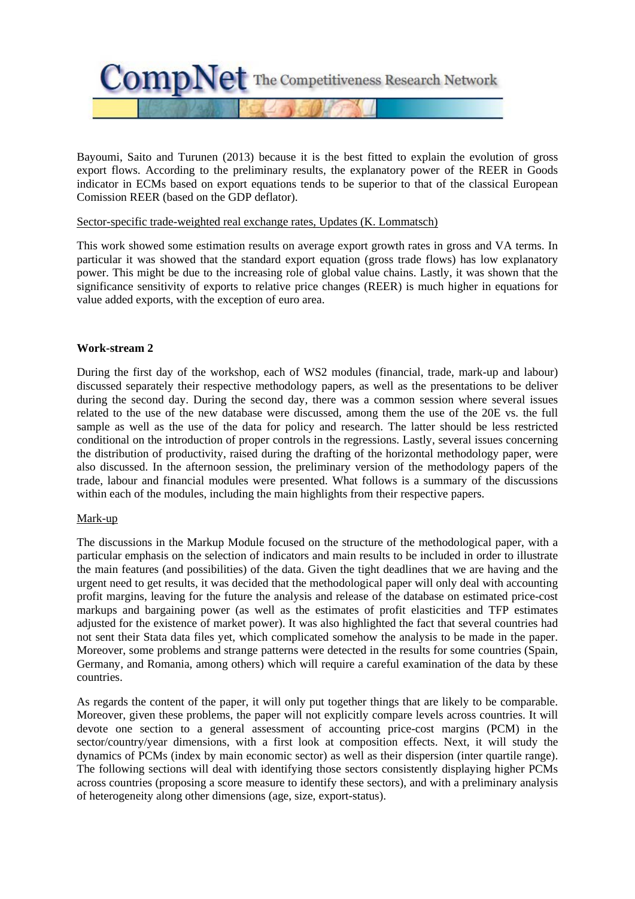Bayoumi, Saito and Turunen (2013) because it is the best fitted to explain the evolution of gross export flows. According to the preliminary results, the explanatory power of the REER in Goods indicator in ECMs based on export equations tends to be superior to that of the classical European Comission REER (based on the GDP deflator).

Sector-specific trade-weighted real exchange rates, Updates (K. Lommatsch)

This work showed some estimation results on average export growth rates in gross and VA terms. In particular it was showed that the standard export equation (gross trade flows) has low explanatory power. This might be due to the increasing role of global value chains. Lastly, it was shown that the significance sensitivity of exports to relative price changes (REER) is much higher in equations for value added exports, with the exception of euro area.

**Work-stream 2**

During the first day of the workshop, each of WS2 modules (financial, trade, mark-up and labour) discussed separately their respective methodology papers, as well as the presentations to be deliver during the second day. During the second day, there was a common session where several issues related to the use of the new database were discussed, among them the use of the 20E vs. the full sample as well as the use of the data for policy and research. The latter should be less restricted conditional on the introduction of proper controls in the regressions. Lastly, several issues concerning the distribution of productivity, raised during the drafting of the horizontal methodology paper, were also discussed. In the afternoon session, the preliminary version of the methodology papers of the trade, labour and financial modules were presented. What follows is a summary of the discussions within each of the modules, including the main highlights from their respective papers.

Mark-up

The discussions in the Markup Module focused on the structure of the methodological paper, with a particular emphasis on the selection of indicators and main results to be included in order to illustrate the main features (and possibilities) of the data. Given the tight deadlines that we are having and the urgent need to get results, it was decided that the methodological paper will only deal with accounting profit margins, leaving for the future the analysis and release of the database on estimated price-cost markups and bargaining power (as well as the estimates of profit elasticities and TFP estimates adjusted for the existence of market power). It was also highlighted the fact that several countries had not sent their Stata data files yet, which complicated somehow the analysis to be made in the paper. Moreover, some problems and strange patterns were detected in the results for some countries (Spain, Germany, and Romania, among others) which will require a careful examination of the data by these countries.

As regards the content of the paper, it will only put together things that are likely to be comparable. Moreover, given these problems, the paper will not explicitly compare levels across countries. It will devote one section to a general assessment of accounting price-cost margins (PCM) in the sector/country/year dimensions, with a first look at composition effects. Next, it will study the dynamics of PCMs (index by main economic sector) as well as their dispersion (inter quartile range). The following sections will deal with identifying those sectors consistently displaying higher PCMs across countries (proposing a score measure to identify these sectors), and with a preliminary analysis of heterogeneity along other dimensions (age, size, export-status).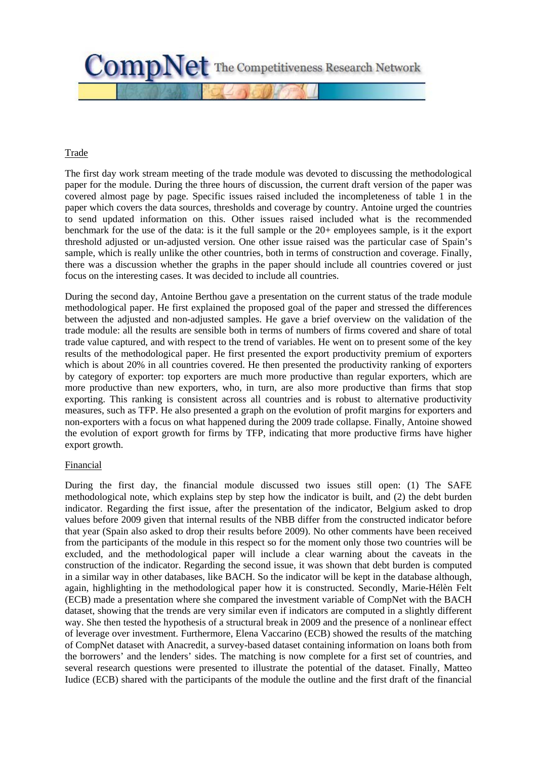Trade

The first day work stream meeting of the trade module was devoted to discussing the methodological paper for the module. During the three hours of discussion, the current draft version of the paper was covered almost page by page. Specific issues raised included the incompleteness of table 1 in the paper which covers the data sources, thresholds and coverage by country. Antoine urged the countries to send updated information on this. Other issues raised included what is the recommended benchmark for the use of the data: is it the full sample or the 20+ employees sample, is it the export threshold adjusted or un-adjusted version. One other issue raised was the particular case of Spain's sample, which is really unlike the other countries, both in terms of construction and coverage. Finally, there was a discussion whether the graphs in the paper should include all countries covered or just focus on the interesting cases. It was decided to include all countries.

During the second day, Antoine Berthou gave a presentation on the current status of the trade module methodological paper. He first explained the proposed goal of the paper and stressed the differences between the adjusted and non-adjusted samples. He gave a brief overview on the validation of the trade module: all the results are sensible both in terms of numbers of firms covered and share of total trade value captured, and with respect to the trend of variables. He went on to present some of the key results of the methodological paper. He first presented the export productivity premium of exporters which is about 20% in all countries covered. He then presented the productivity ranking of exporters by category of exporter: top exporters are much more productive than regular exporters, which are more productive than new exporters, who, in turn, are also more productive than firms that stop exporting. This ranking is consistent across all countries and is robust to alternative productivity measures, such as TFP. He also presented a graph on the evolution of profit margins for exporters and non-exporters with a focus on what happened during the 2009 trade collapse. Finally, Antoine showed the evolution of export growth for firms by TFP, indicating that more productive firms have higher export growth.

Financial

During the first day, the financial module discussed two issues still open: (1) The SAFE methodological note, which explains step by step how the indicator is built, and (2) the debt burden indicator. Regarding the first issue, after the presentation of the indicator, Belgium asked to drop values before 2009 given that internal results of the NBB differ from the constructed indicator before that year (Spain also asked to drop their results before 2009). No other comments have been received from the participants of the module in this respect so for the moment only those two countries will be excluded, and the methodological paper will include a clear warning about the caveats in the construction of the indicator. Regarding the second issue, it was shown that debt burden is computed in a similar way in other databases, like BACH. So the indicator will be kept in the database although, again, highlighting in the methodological paper how it is constructed. Secondly, Marie-Hélèn Felt (ECB) made a presentation where she compared the investment variable of CompNet with the BACH dataset, showing that the trends are very similar even if indicators are computed in a slightly different way. She then tested the hypothesis of a structural break in 2009 and the presence of a nonlinear effect of leverage over investment. Furthermore, Elena Vaccarino (ECB) showed the results of the matching of CompNet dataset with Anacredit, a survey-based dataset containing information on loans both from the borrowers' and the lenders' sides. The matching is now complete for a first set of countries, and several research questions were presented to illustrate the potential of the dataset. Finally, Matteo Iudice (ECB) shared with the participants of the module the outline and the first draft of the financial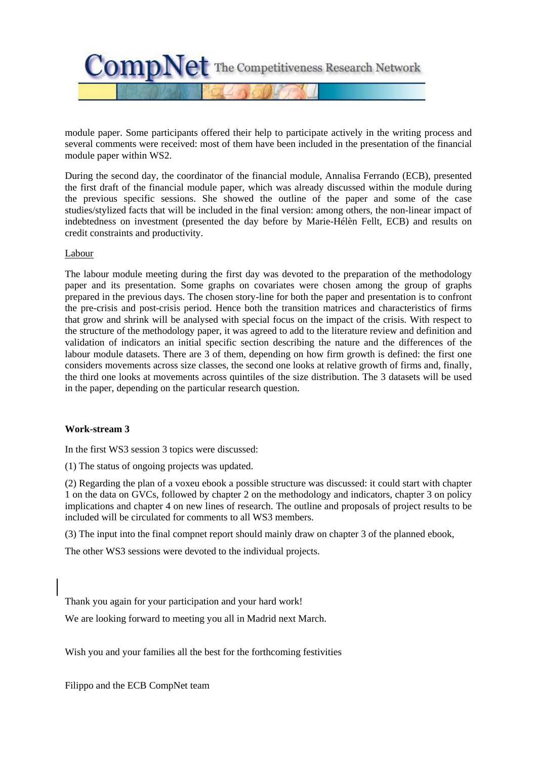module paper. Some participants offered their help to participate actively in the writing process and several comments were received: most of them have been included in the presentation of the financial module paper within WS2.

During the second day, the coordinator of the financial module, Annalisa Ferrando (ECB), presented the first draft of the financial module paper, which was already discussed within the module during the previous specific sessions. She showed the outline of the paper and some of the case studies/stylized facts that will be included in the final version: among others, the non-linear impact of indebtedness on investment (presented the day before by Marie-Hélèn Fellt, ECB) and results on credit constraints and productivity.

Labour

The labour module meeting during the first day was devoted to the preparation of the methodology paper and its presentation. Some graphs on covariates were chosen among the group of graphs prepared in the previous days. The chosen story-line for both the paper and presentation is to confront the pre-crisis and post-crisis period. Hence both the transition matrices and characteristics of firms that grow and shrink will be analysed with special focus on the impact of the crisis. With respect to the structure of the methodology paper, it was agreed to add to the literature review and definition and validation of indicators an initial specific section describing the nature and the differences of the labour module datasets. There are 3 of them, depending on how firm growth is defined: the first one considers movements across size classes, the second one looks at relative growth of firms and, finally, the third one looks at movements across quintiles of the size distribution. The 3 datasets will be used in the paper, depending on the particular research question.

**Work-stream 3**

In the first WS3 session 3 topics were discussed:

(1) The status of ongoing projects was updated.

(2) Regarding the plan of a voxeu ebook a possible structure was discussed: it could start with chapter 1 on the data on GVCs, followed by chapter 2 on the methodology and indicators, chapter 3 on policy implications and chapter 4 on new lines of research. The outline and proposals of project results to be included will be circulated for comments to all WS3 members.

(3) The input into the final compnet report should mainly draw on chapter 3 of the planned ebook,

The other WS3 sessions were devoted to the individual projects.

Thank you again for your participation and your hard work!

We are looking forward to meeting you all in Madrid next March.

Wish you and your families all the best for the forthcoming festivities

Filippo and the ECB CompNet team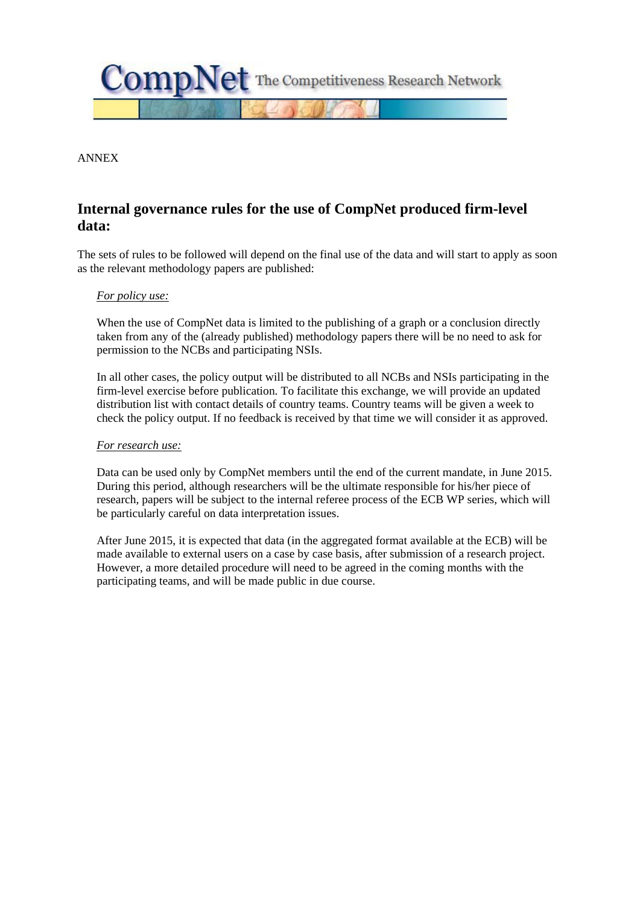CompNet The Competitiveness Research Network

ANNEX

## Internal governance rules for the use of CompNet produced firm-level data:

The sets of rules to be followed will depend on the final use of the data and will start to apply as soon as the relevant methodology papers are published:

*For policy use:*

When the use of CompNet data is limited to the publishing of a graph or a conclusion directly taken from any of the (already published) methodology papers there will be no need to ask for permission to the NCBs and participating NSIs.

In all other cases, the policy output will be distributed to all NCBs and NSIs participating in the firm-level exercise before publication. To facilitate this exchange, we will provide an updated distribution list with contact details of country teams. Country teams will be given a week to check the policy output. If no feedback is received by that time we will consider it as approved.

*For research use:*

Data can be used only by CompNet members until the end of the current mandate, in June 2015. During this period, although researchers will be the ultimate responsible for his/her piece of research, papers will be subject to the internal referee process of the ECB WP series, which will be particularly careful on data interpretation issues.

After June 2015, it is expected that data (in the aggregated format available at the ECB) will be made available to external users on a case by case basis, after submission of a research project. However, a more detailed procedure will need to be agreed in the coming months with the participating teams, and will be made public in due course.